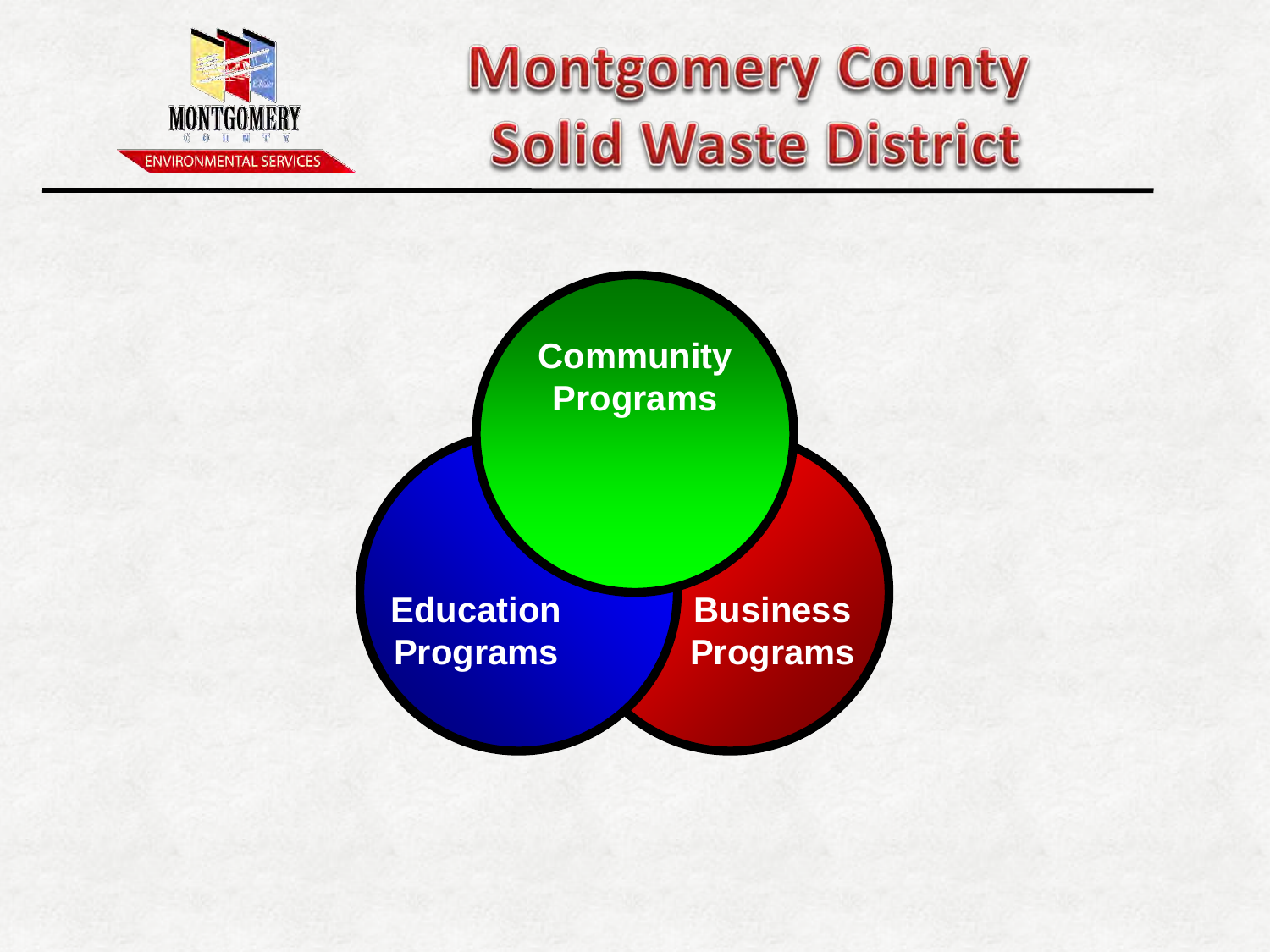# Montgomery County Solid Waste District

Community Programs

Education Programs

Business Programs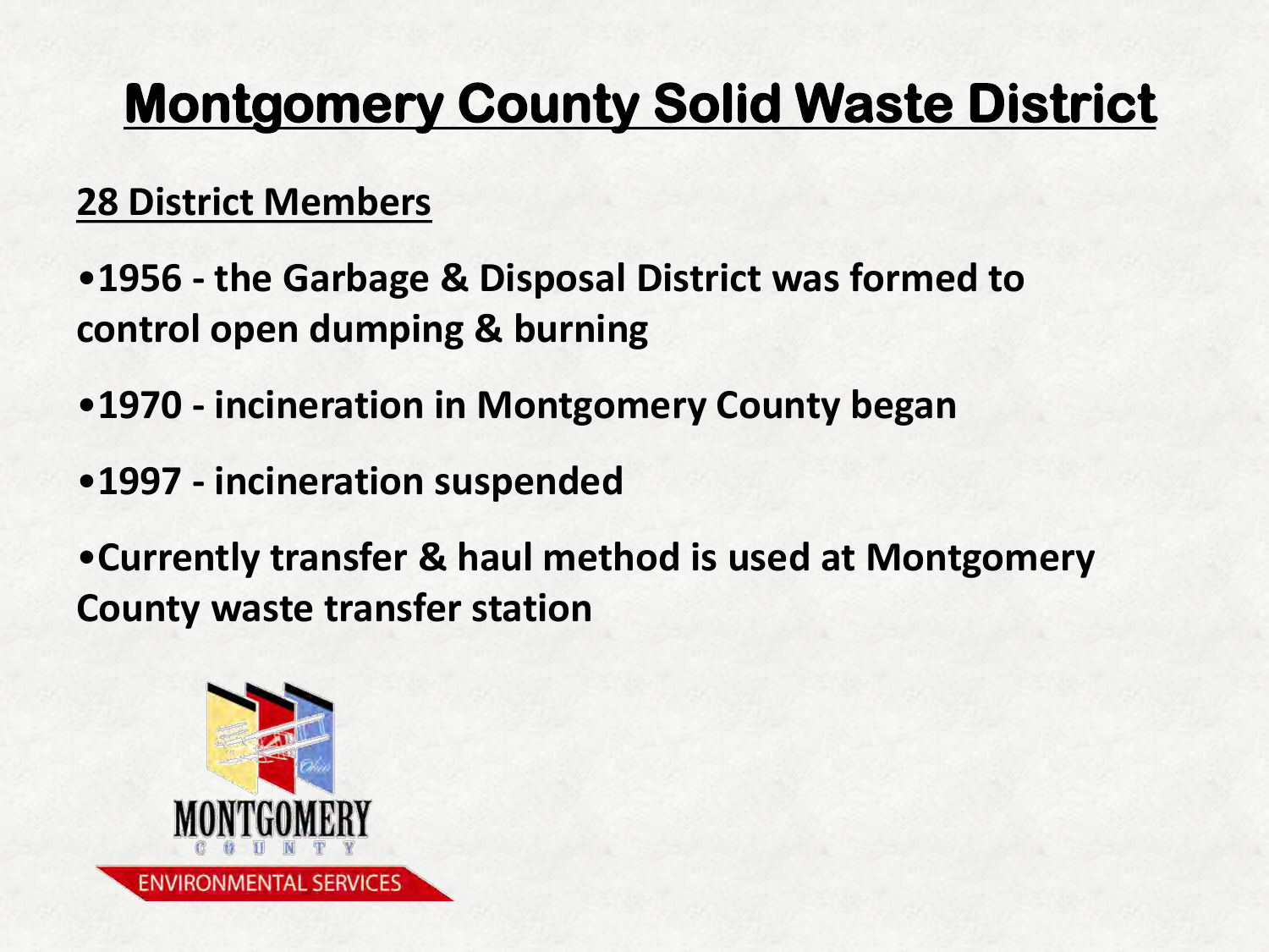# Montgomery County Solid Waste District

**28 District Members**

- **1956 - the Garbage & Disposal District was formed to control open dumping & burning**
- **1970 - incineration in Montgomery County began**
- **1997 - incineration suspended**
- **Currently transfer & haul method is used at Montgomery County waste transfer station**

MONTGOMERY COUNTY

ENVIRONMENTAL SERVICES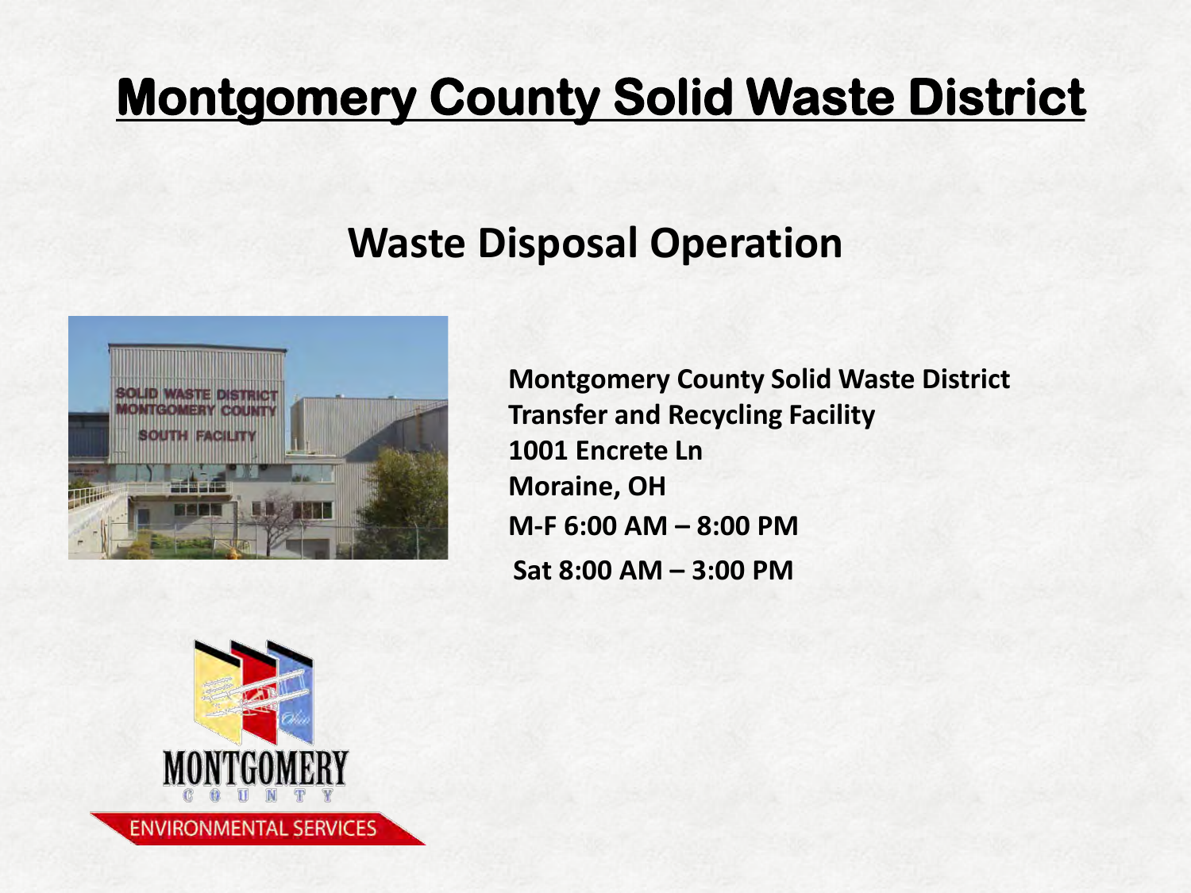# Montgomery County Solid Waste District

## Waste Disposal Operation

**Montgomery County Solid Waste District**
**Transfer and Recycling Facility**
**1001 Encrete Ln**
**Moraine, OH**
**M-F 6:00 AM – 8:00 PM**
**Sat 8:00 AM – 3:00 PM**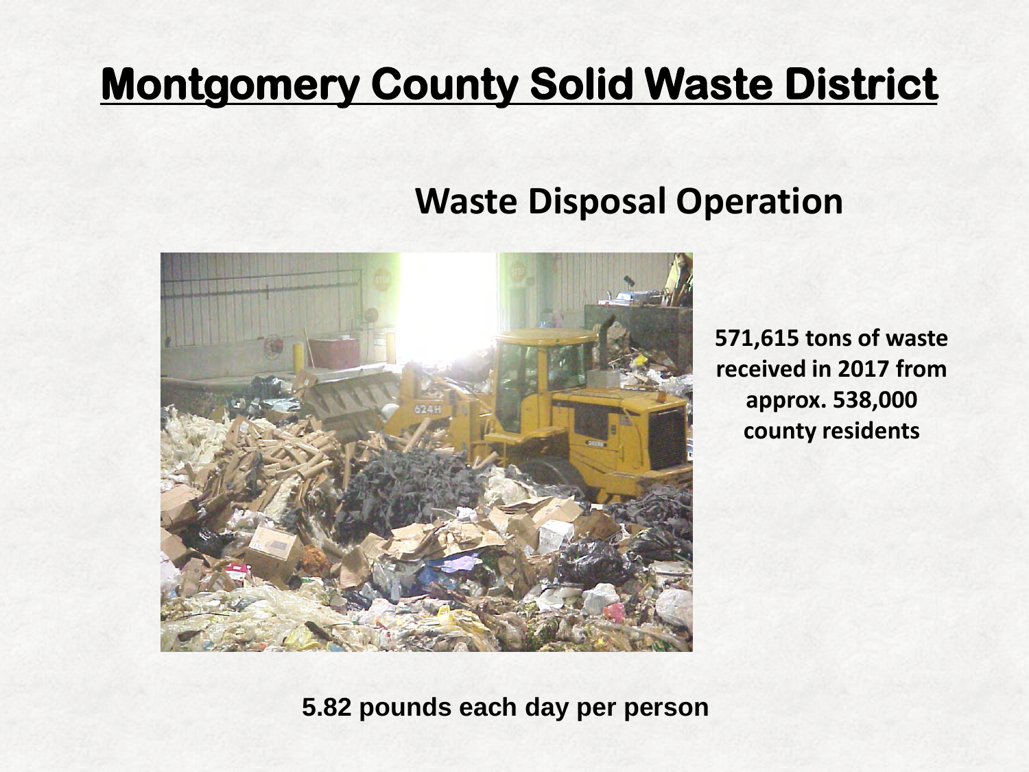# Montgomery County Solid Waste District

## Waste Disposal Operation

**571,615 tons of waste received in 2017 from approx. 538,000 county residents**

**5.82 pounds each day per person**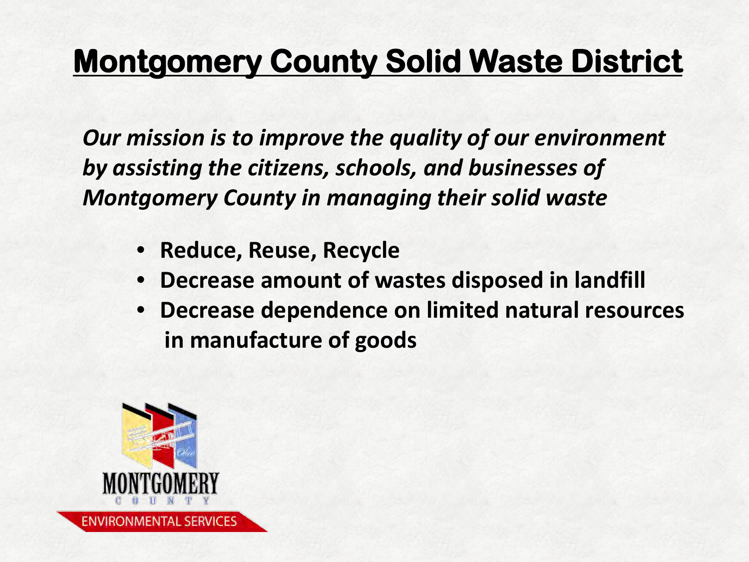# Montgomery County Solid Waste District

*Our mission is to improve the quality of our environment by assisting the citizens, schools, and businesses of Montgomery County in managing their solid waste*

- **Reduce, Reuse, Recycle**
- **Decrease amount of wastes disposed in landfill**
- **Decrease dependence on limited natural resources in manufacture of goods**

MONTGOMERY COUNTY

ENVIRONMENTAL SERVICES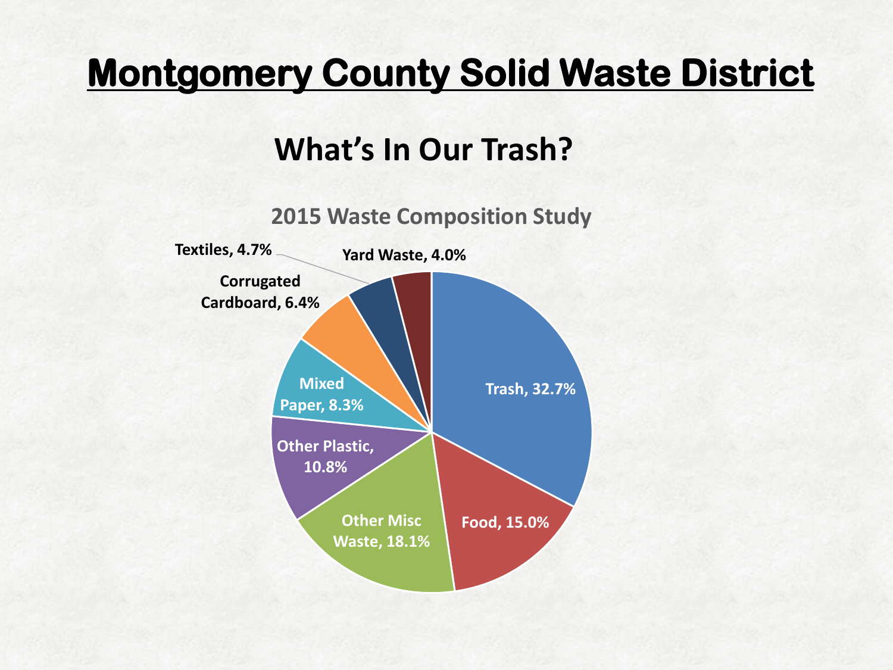# Montgomery County Solid Waste District

## What's In Our Trash?

**2015 Waste Composition Study**

| Category | Percentage |
|---|---|
| Trash | 32.7% |
| Food | 15.0% |
| Other Misc Waste | 18.1% |
| Other Plastic | 10.8% |
| Mixed Paper | 8.3% |
| Corrugated Cardboard | 6.4% |
| Textiles | 4.7% |
| Yard Waste | 4.0% |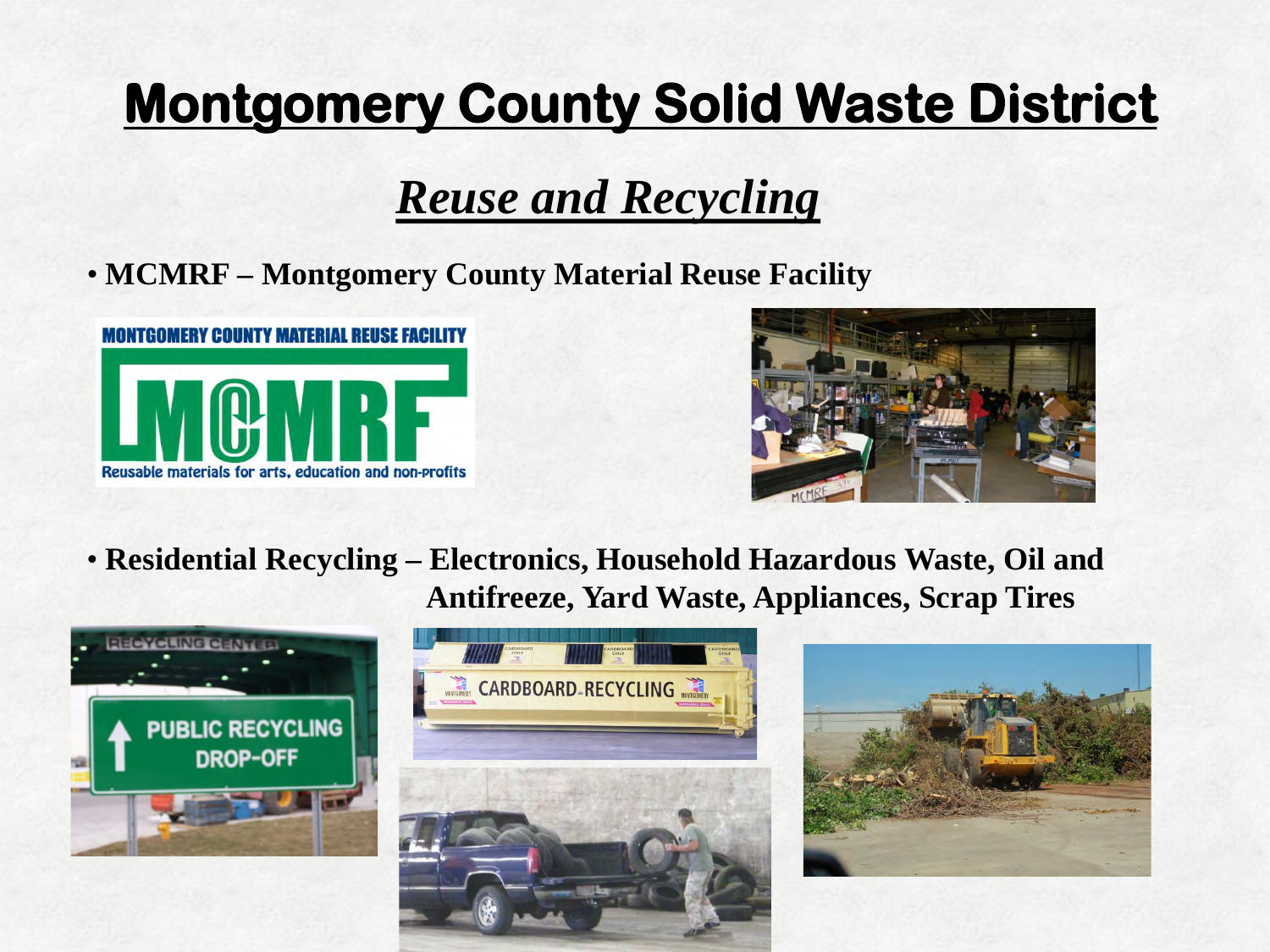# Montgomery County Solid Waste District

## *Reuse and Recycling*

- **MCMRF – Montgomery County Material Reuse Facility**

- **Residential Recycling – Electronics, Household Hazardous Waste, Oil and Antifreeze, Yard Waste, Appliances, Scrap Tires**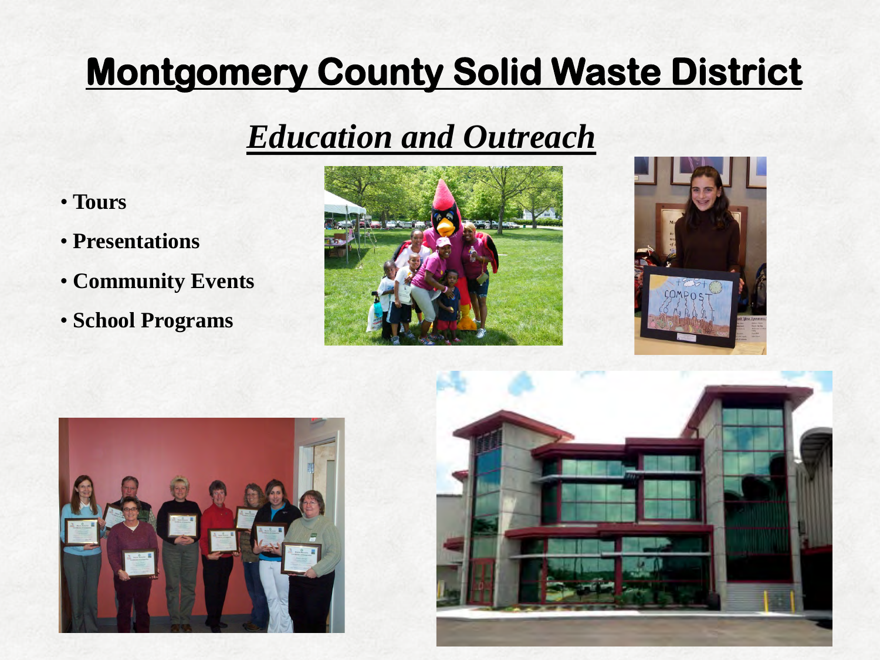# Montgomery County Solid Waste District

## *Education and Outreach*

- **Tours**
- **Presentations**
- **Community Events**
- **School Programs**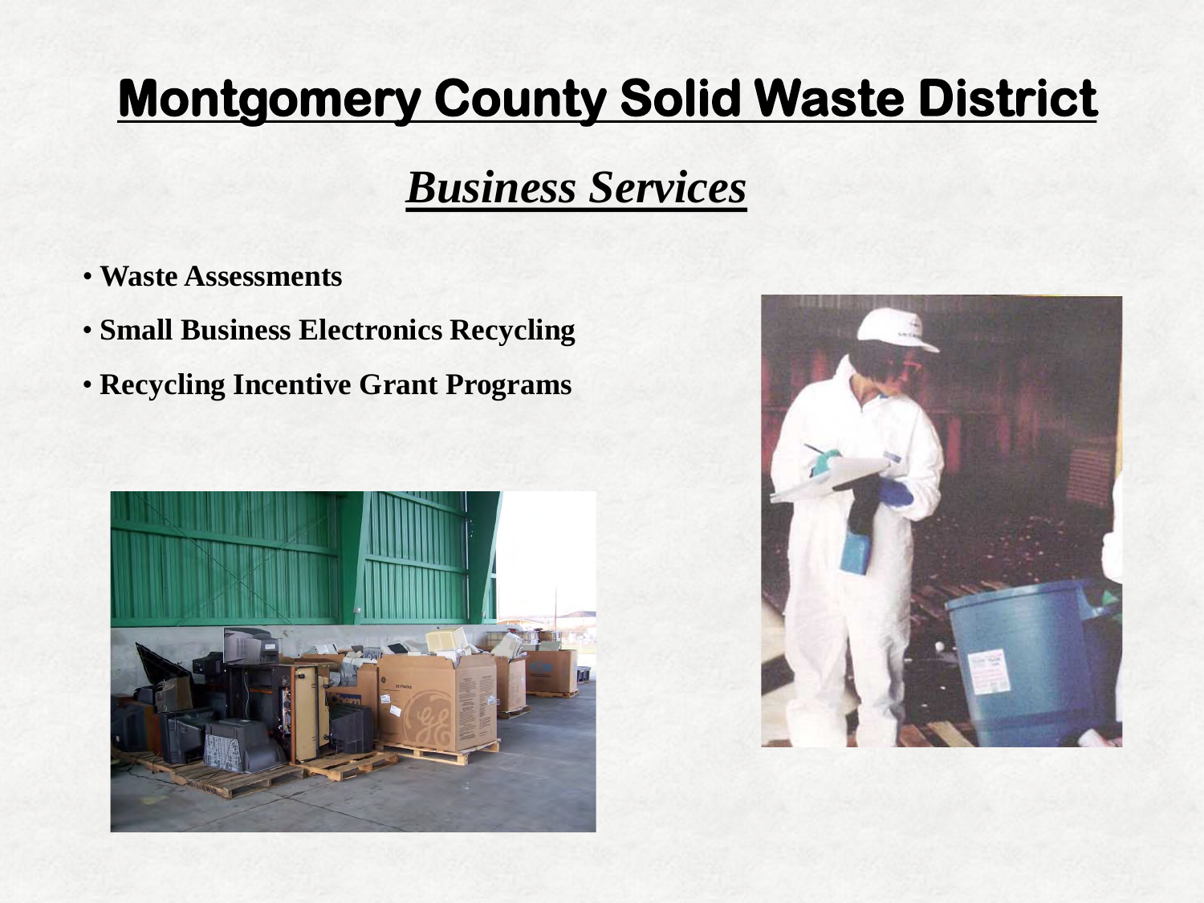# Montgomery County Solid Waste District

## *Business Services*

- **Waste Assessments**
- **Small Business Electronics Recycling**
- **Recycling Incentive Grant Programs**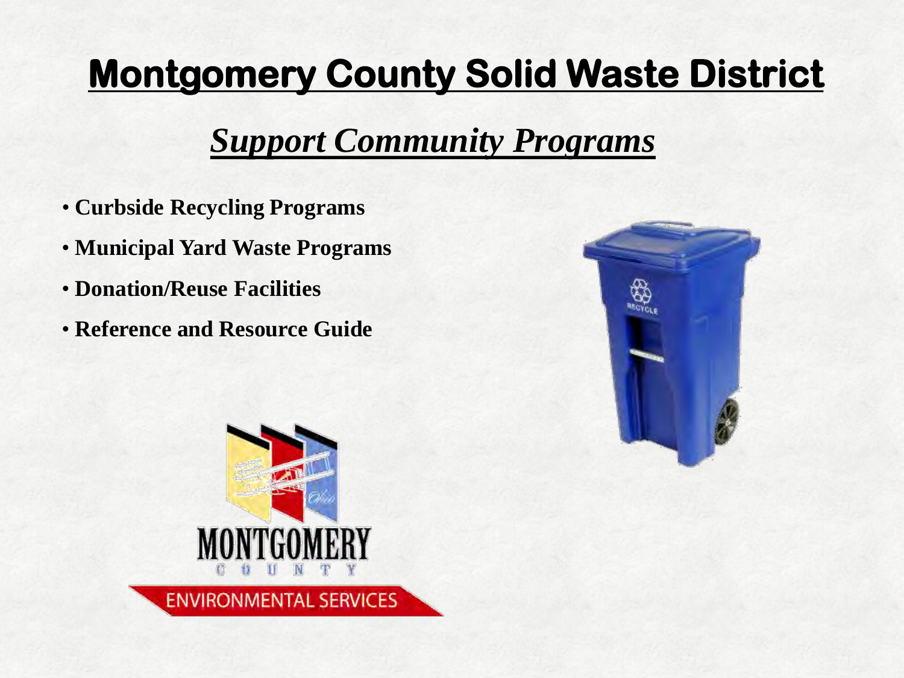# Montgomery County Solid Waste District

## *Support Community Programs*

- **Curbside Recycling Programs**
- **Municipal Yard Waste Programs**
- **Donation/Reuse Facilities**
- **Reference and Resource Guide**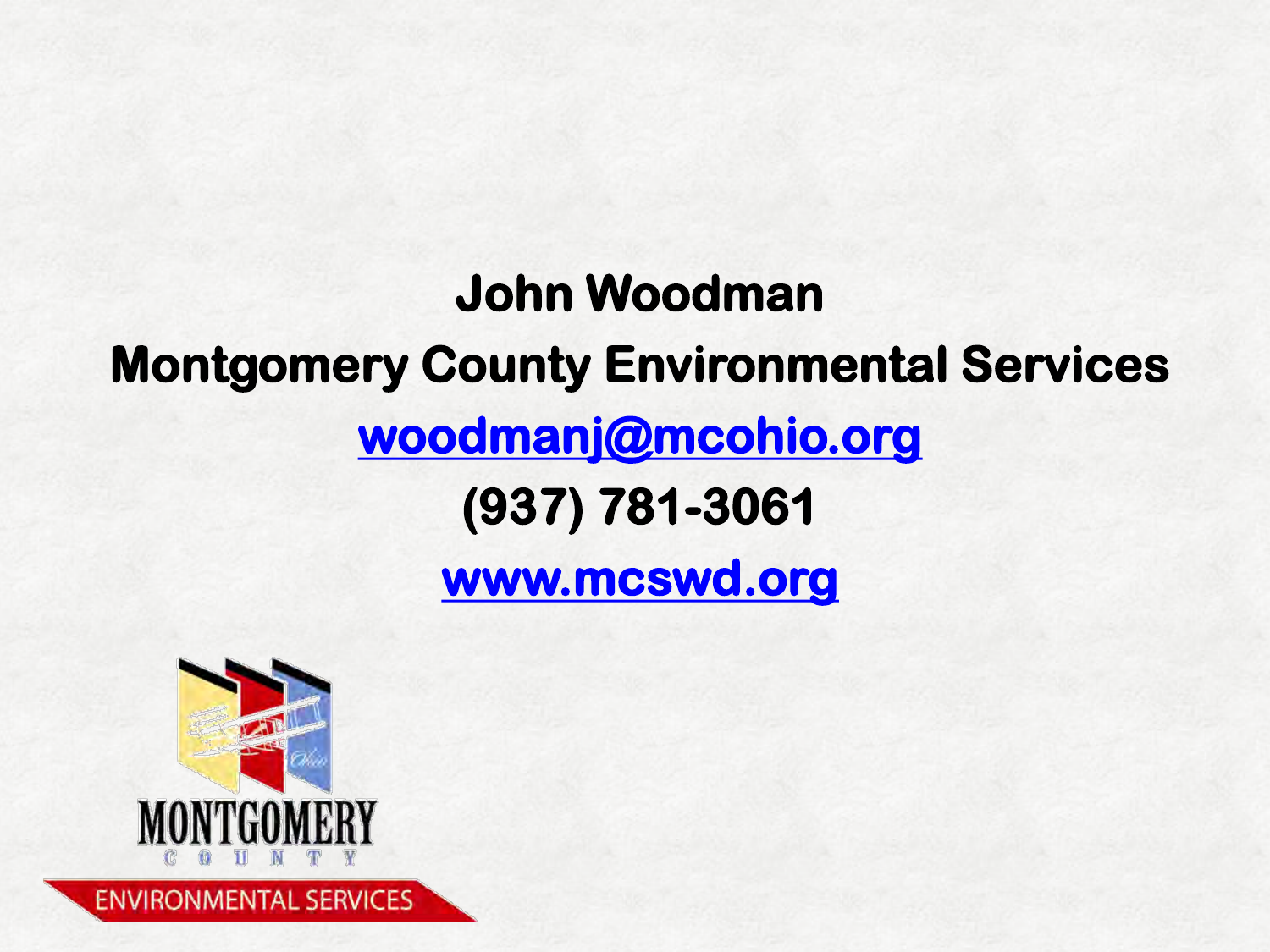**John Woodman**

**Montgomery County Environmental Services**

**woodmanj@mcohio.org**

**(937) 781-3061**

**www.mcswd.org**

MONTGOMERY
COUNTY
ENVIRONMENTAL SERVICES